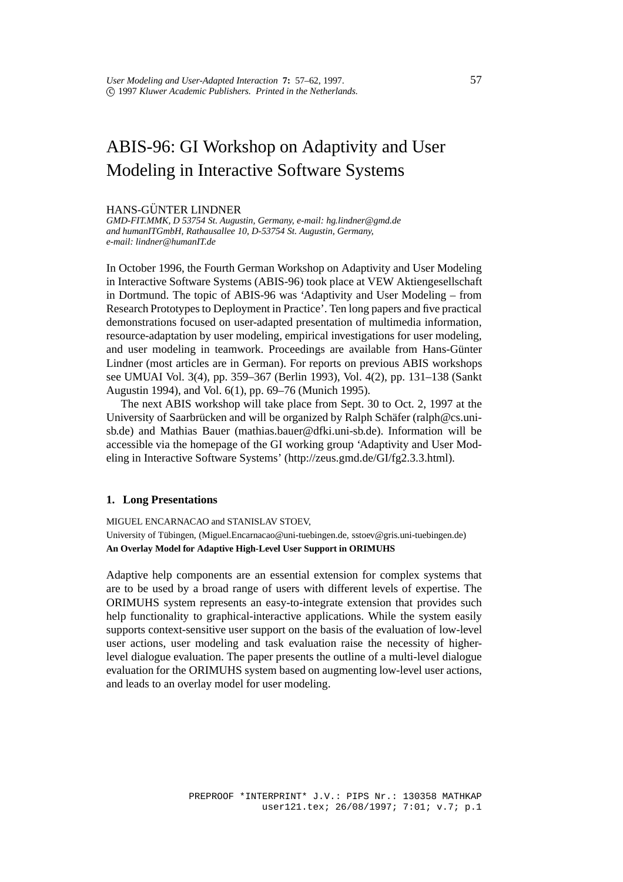# ABIS-96: GI Workshop on Adaptivity and User Modeling in Interactive Software Systems

HANS-GÜNTER LINDNER

*GMD-FIT.MMK, D 53754 St. Augustin, Germany, e-mail: hg.lindner@gmd.de and humanITGmbH, Rathausallee 10, D-53754 St. Augustin, Germany, e-mail: lindner@humanIT.de*

In October 1996, the Fourth German Workshop on Adaptivity and User Modeling in Interactive Software Systems (ABIS-96) took place at VEW Aktiengesellschaft in Dortmund. The topic of ABIS-96 was 'Adaptivity and User Modeling – from Research Prototypes to Deployment in Practice'. Ten long papers and five practical demonstrations focused on user-adapted presentation of multimedia information, resource-adaptation by user modeling, empirical investigations for user modeling, and user modeling in teamwork. Proceedings are available from Hans-Günter Lindner (most articles are in German). For reports on previous ABIS workshops see UMUAI Vol. 3(4), pp. 359–367 (Berlin 1993), Vol. 4(2), pp. 131–138 (Sankt Augustin 1994), and Vol. 6(1), pp. 69–76 (Munich 1995).

The next ABIS workshop will take place from Sept. 30 to Oct. 2, 1997 at the University of Saarbrücken and will be organized by Ralph Schäfer (ralph@cs.uni-sb.de) and Mathias Bauer (mathias.bauer@dfki.uni-sb.de). Information will be accessible via the homepage of the GI working group 'Adaptivity and User Modeling in Interactive Software Systems' (http://zeus.gmd.de/GI/fg2.3.3.html).

## 1. Long Presentations

MIGUEL ENCARNACAO and STANISLAV STOEV,
University of Tübingen, (Miguel.Encarnacao@uni-tuebingen.de, sstoev@gris.uni-tuebingen.de)
**An Overlay Model for Adaptive High-Level User Support in ORIMUHS**

Adaptive help components are an essential extension for complex systems that are to be used by a broad range of users with different levels of expertise. The ORIMUHS system represents an easy-to-integrate extension that provides such help functionality to graphical-interactive applications. While the system easily supports context-sensitive user support on the basis of the evaluation of low-level user actions, user modeling and task evaluation raise the necessity of higher-level dialogue evaluation. The paper presents the outline of a multi-level dialogue evaluation for the ORIMUHS system based on augmenting low-level user actions, and leads to an overlay model for user modeling.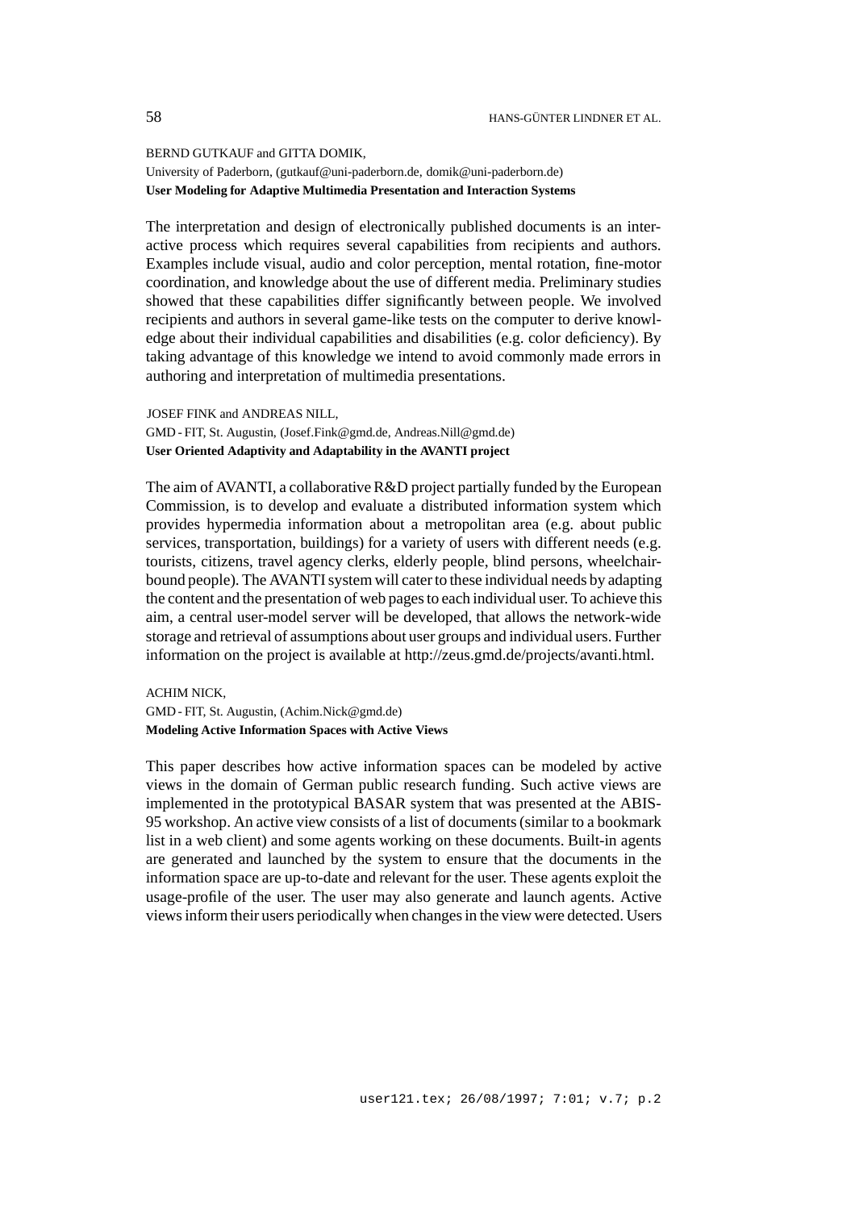BERND GUTKAUF and GITTA DOMIK,
University of Paderborn, (gutkauf@uni-paderborn.de, domik@uni-paderborn.de)
**User Modeling for Adaptive Multimedia Presentation and Interaction Systems**

The interpretation and design of electronically published documents is an interactive process which requires several capabilities from recipients and authors. Examples include visual, audio and color perception, mental rotation, fine-motor coordination, and knowledge about the use of different media. Preliminary studies showed that these capabilities differ significantly between people. We involved recipients and authors in several game-like tests on the computer to derive knowledge about their individual capabilities and disabilities (e.g. color deficiency). By taking advantage of this knowledge we intend to avoid commonly made errors in authoring and interpretation of multimedia presentations.

JOSEF FINK and ANDREAS NILL,
GMD - FIT, St. Augustin, (Josef.Fink@gmd.de, Andreas.Nill@gmd.de)
**User Oriented Adaptivity and Adaptability in the AVANTI project**

The aim of AVANTI, a collaborative R&D project partially funded by the European Commission, is to develop and evaluate a distributed information system which provides hypermedia information about a metropolitan area (e.g. about public services, transportation, buildings) for a variety of users with different needs (e.g. tourists, citizens, travel agency clerks, elderly people, blind persons, wheelchair-bound people). The AVANTI system will cater to these individual needs by adapting the content and the presentation of web pages to each individual user. To achieve this aim, a central user-model server will be developed, that allows the network-wide storage and retrieval of assumptions about user groups and individual users. Further information on the project is available at http://zeus.gmd.de/projects/avanti.html.

ACHIM NICK,
GMD - FIT, St. Augustin, (Achim.Nick@gmd.de)
**Modeling Active Information Spaces with Active Views**

This paper describes how active information spaces can be modeled by active views in the domain of German public research funding. Such active views are implemented in the prototypical BASAR system that was presented at the ABIS-95 workshop. An active view consists of a list of documents (similar to a bookmark list in a web client) and some agents working on these documents. Built-in agents are generated and launched by the system to ensure that the documents in the information space are up-to-date and relevant for the user. These agents exploit the usage-profile of the user. The user may also generate and launch agents. Active views inform their users periodically when changes in the view were detected. Users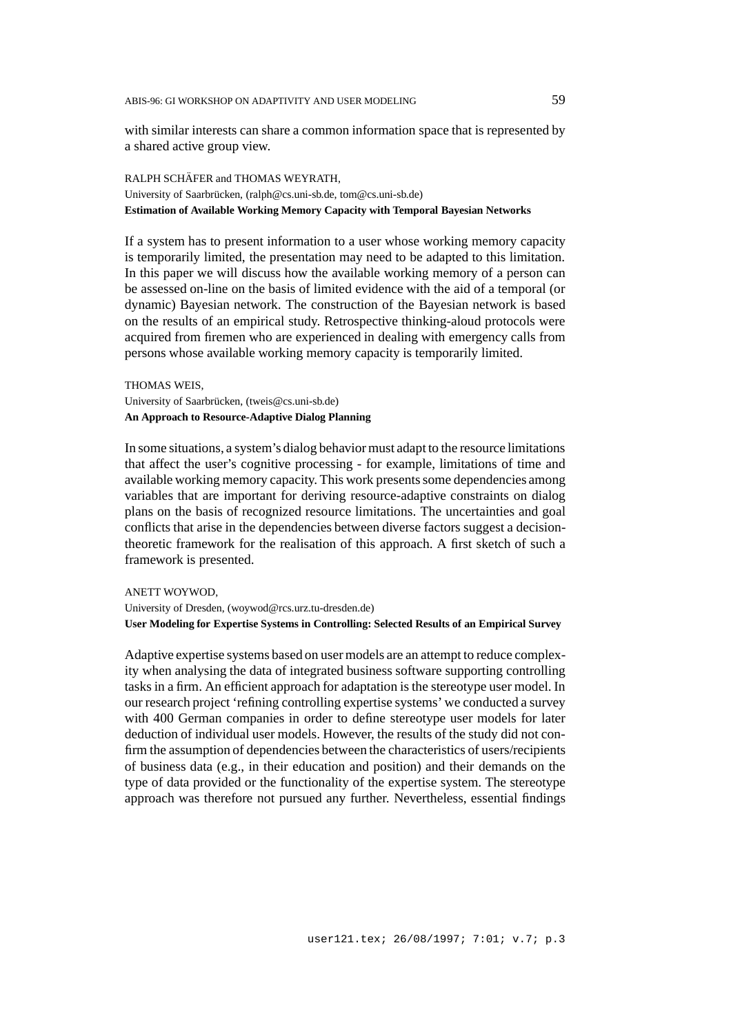with similar interests can share a common information space that is represented by a shared active group view.

RALPH SCHÄFER and THOMAS WEYRATH,
University of Saarbrücken, (ralph@cs.uni-sb.de, tom@cs.uni-sb.de)
**Estimation of Available Working Memory Capacity with Temporal Bayesian Networks**

If a system has to present information to a user whose working memory capacity is temporarily limited, the presentation may need to be adapted to this limitation. In this paper we will discuss how the available working memory of a person can be assessed on-line on the basis of limited evidence with the aid of a temporal (or dynamic) Bayesian network. The construction of the Bayesian network is based on the results of an empirical study. Retrospective thinking-aloud protocols were acquired from firemen who are experienced in dealing with emergency calls from persons whose available working memory capacity is temporarily limited.

THOMAS WEIS,
University of Saarbrücken, (tweis@cs.uni-sb.de)
**An Approach to Resource-Adaptive Dialog Planning**

In some situations, a system's dialog behavior must adapt to the resource limitations that affect the user's cognitive processing - for example, limitations of time and available working memory capacity. This work presents some dependencies among variables that are important for deriving resource-adaptive constraints on dialog plans on the basis of recognized resource limitations. The uncertainties and goal conflicts that arise in the dependencies between diverse factors suggest a decision-theoretic framework for the realisation of this approach. A first sketch of such a framework is presented.

ANETT WOYWOD,
University of Dresden, (woywod@rcs.urz.tu-dresden.de)
**User Modeling for Expertise Systems in Controlling: Selected Results of an Empirical Survey**

Adaptive expertise systems based on user models are an attempt to reduce complexity when analysing the data of integrated business software supporting controlling tasks in a firm. An efficient approach for adaptation is the stereotype user model. In our research project 'refining controlling expertise systems' we conducted a survey with 400 German companies in order to define stereotype user models for later deduction of individual user models. However, the results of the study did not confirm the assumption of dependencies between the characteristics of users/recipients of business data (e.g., in their education and position) and their demands on the type of data provided or the functionality of the expertise system. The stereotype approach was therefore not pursued any further. Nevertheless, essential findings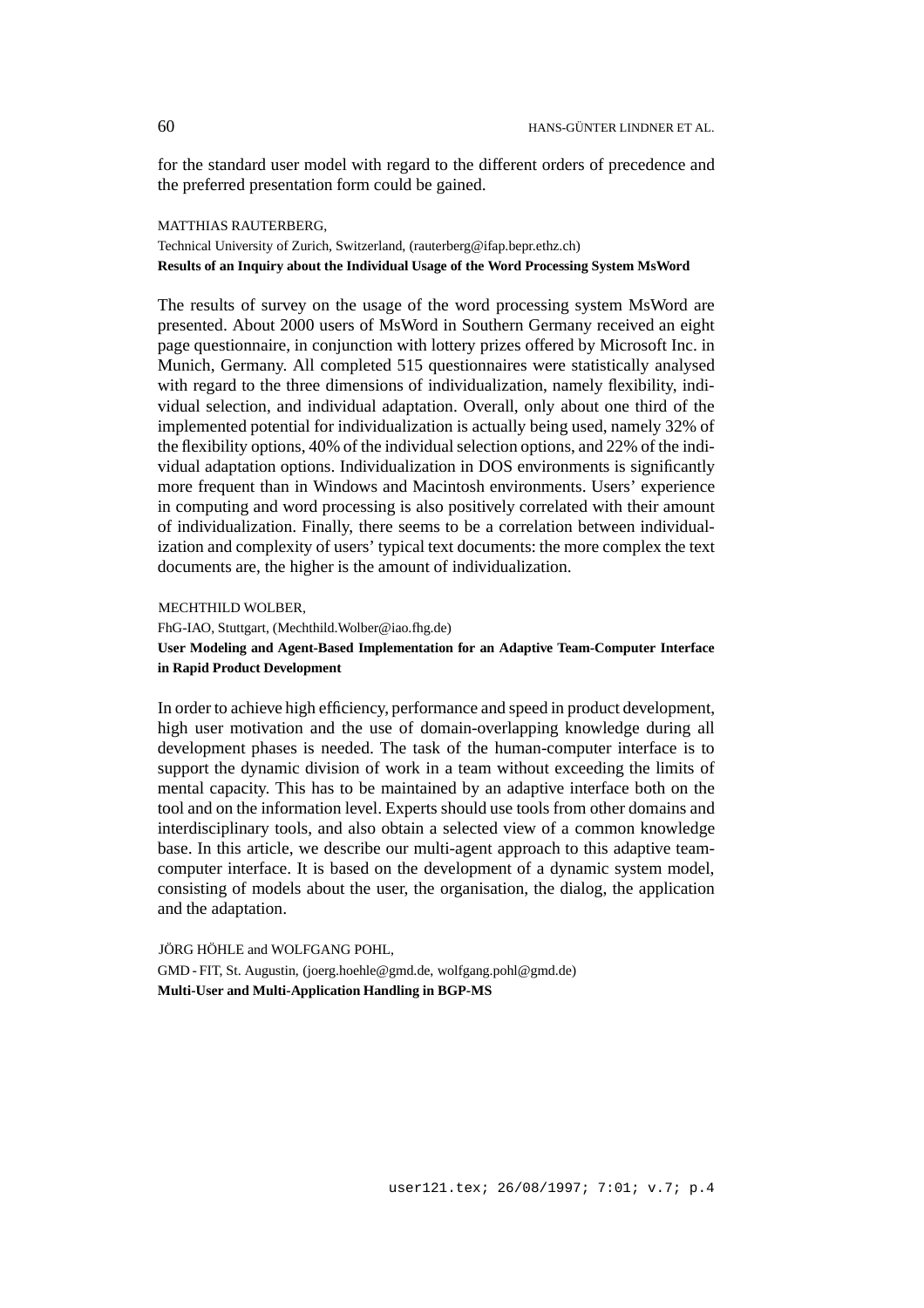for the standard user model with regard to the different orders of precedence and the preferred presentation form could be gained.

MATTHIAS RAUTERBERG,
Technical University of Zurich, Switzerland, (rauterberg@ifap.bepr.ethz.ch)
**Results of an Inquiry about the Individual Usage of the Word Processing System MsWord**

The results of survey on the usage of the word processing system MsWord are presented. About 2000 users of MsWord in Southern Germany received an eight page questionnaire, in conjunction with lottery prizes offered by Microsoft Inc. in Munich, Germany. All completed 515 questionnaires were statistically analysed with regard to the three dimensions of individualization, namely flexibility, individual selection, and individual adaptation. Overall, only about one third of the implemented potential for individualization is actually being used, namely 32% of the flexibility options, 40% of the individual selection options, and 22% of the individual adaptation options. Individualization in DOS environments is significantly more frequent than in Windows and Macintosh environments. Users' experience in computing and word processing is also positively correlated with their amount of individualization. Finally, there seems to be a correlation between individualization and complexity of users' typical text documents: the more complex the text documents are, the higher is the amount of individualization.

MECHTHILD WOLBER,
FhG-IAO, Stuttgart, (Mechthild.Wolber@iao.fhg.de)
**User Modeling and Agent-Based Implementation for an Adaptive Team-Computer Interface in Rapid Product Development**

In order to achieve high efficiency, performance and speed in product development, high user motivation and the use of domain-overlapping knowledge during all development phases is needed. The task of the human-computer interface is to support the dynamic division of work in a team without exceeding the limits of mental capacity. This has to be maintained by an adaptive interface both on the tool and on the information level. Experts should use tools from other domains and interdisciplinary tools, and also obtain a selected view of a common knowledge base. In this article, we describe our multi-agent approach to this adaptive team-computer interface. It is based on the development of a dynamic system model, consisting of models about the user, the organisation, the dialog, the application and the adaptation.

JÖRG HÖHLE and WOLFGANG POHL,
GMD - FIT, St. Augustin, (joerg.hoehle@gmd.de, wolfgang.pohl@gmd.de)
**Multi-User and Multi-Application Handling in BGP-MS**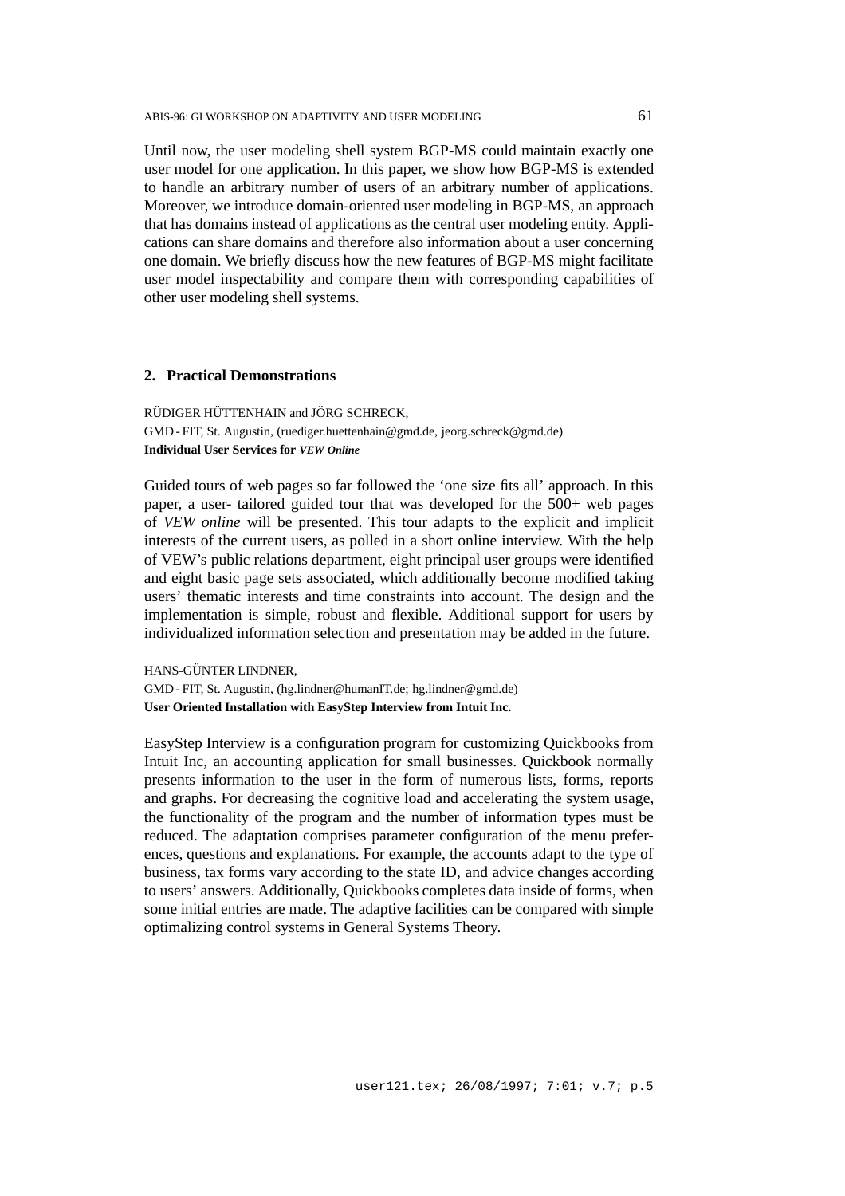Until now, the user modeling shell system BGP-MS could maintain exactly one user model for one application. In this paper, we show how BGP-MS is extended to handle an arbitrary number of users of an arbitrary number of applications. Moreover, we introduce domain-oriented user modeling in BGP-MS, an approach that has domains instead of applications as the central user modeling entity. Applications can share domains and therefore also information about a user concerning one domain. We briefly discuss how the new features of BGP-MS might facilitate user model inspectability and compare them with corresponding capabilities of other user modeling shell systems.

## 2. Practical Demonstrations

RÜDIGER HÜTTENHAIN and JÖRG SCHRECK,
GMD - FIT, St. Augustin, (ruediger.huettenhain@gmd.de, jeorg.schreck@gmd.de)
**Individual User Services for *VEW Online***

Guided tours of web pages so far followed the 'one size fits all' approach. In this paper, a user- tailored guided tour that was developed for the 500+ web pages of *VEW online* will be presented. This tour adapts to the explicit and implicit interests of the current users, as polled in a short online interview. With the help of VEW's public relations department, eight principal user groups were identified and eight basic page sets associated, which additionally become modified taking users' thematic interests and time constraints into account. The design and the implementation is simple, robust and flexible. Additional support for users by individualized information selection and presentation may be added in the future.

HANS-GÜNTER LINDNER,
GMD - FIT, St. Augustin, (hg.lindner@humanIT.de; hg.lindner@gmd.de)
**User Oriented Installation with EasyStep Interview from Intuit Inc.**

EasyStep Interview is a configuration program for customizing Quickbooks from Intuit Inc, an accounting application for small businesses. Quickbook normally presents information to the user in the form of numerous lists, forms, reports and graphs. For decreasing the cognitive load and accelerating the system usage, the functionality of the program and the number of information types must be reduced. The adaptation comprises parameter configuration of the menu preferences, questions and explanations. For example, the accounts adapt to the type of business, tax forms vary according to the state ID, and advice changes according to users' answers. Additionally, Quickbooks completes data inside of forms, when some initial entries are made. The adaptive facilities can be compared with simple optimalizing control systems in General Systems Theory.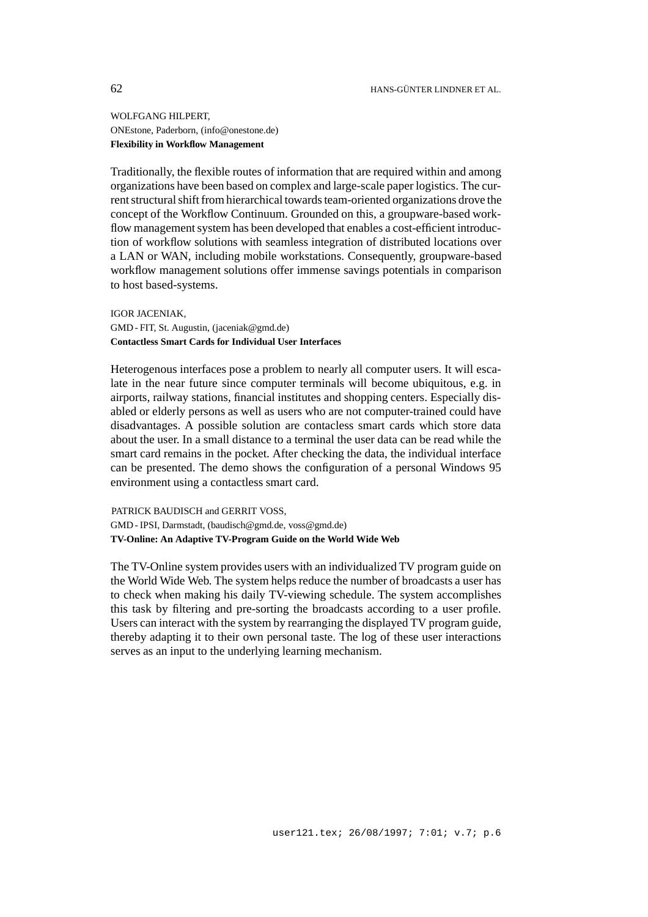WOLFGANG HILPERT,
ONEstone, Paderborn, (info@onestone.de)
**Flexibility in Workflow Management**

Traditionally, the flexible routes of information that are required within and among organizations have been based on complex and large-scale paper logistics. The current structural shift from hierarchical towards team-oriented organizations drove the concept of the Workflow Continuum. Grounded on this, a groupware-based workflow management system has been developed that enables a cost-efficient introduction of workflow solutions with seamless integration of distributed locations over a LAN or WAN, including mobile workstations. Consequently, groupware-based workflow management solutions offer immense savings potentials in comparison to host based-systems.

IGOR JACENIAK,
GMD - FIT, St. Augustin, (jaceniak@gmd.de)
**Contactless Smart Cards for Individual User Interfaces**

Heterogenous interfaces pose a problem to nearly all computer users. It will escalate in the near future since computer terminals will become ubiquitous, e.g. in airports, railway stations, financial institutes and shopping centers. Especially disabled or elderly persons as well as users who are not computer-trained could have disadvantages. A possible solution are contacless smart cards which store data about the user. In a small distance to a terminal the user data can be read while the smart card remains in the pocket. After checking the data, the individual interface can be presented. The demo shows the configuration of a personal Windows 95 environment using a contactless smart card.

PATRICK BAUDISCH and GERRIT VOSS,
GMD - IPSI, Darmstadt, (baudisch@gmd.de, voss@gmd.de)
**TV-Online: An Adaptive TV-Program Guide on the World Wide Web**

The TV-Online system provides users with an individualized TV program guide on the World Wide Web. The system helps reduce the number of broadcasts a user has to check when making his daily TV-viewing schedule. The system accomplishes this task by filtering and pre-sorting the broadcasts according to a user profile. Users can interact with the system by rearranging the displayed TV program guide, thereby adapting it to their own personal taste. The log of these user interactions serves as an input to the underlying learning mechanism.